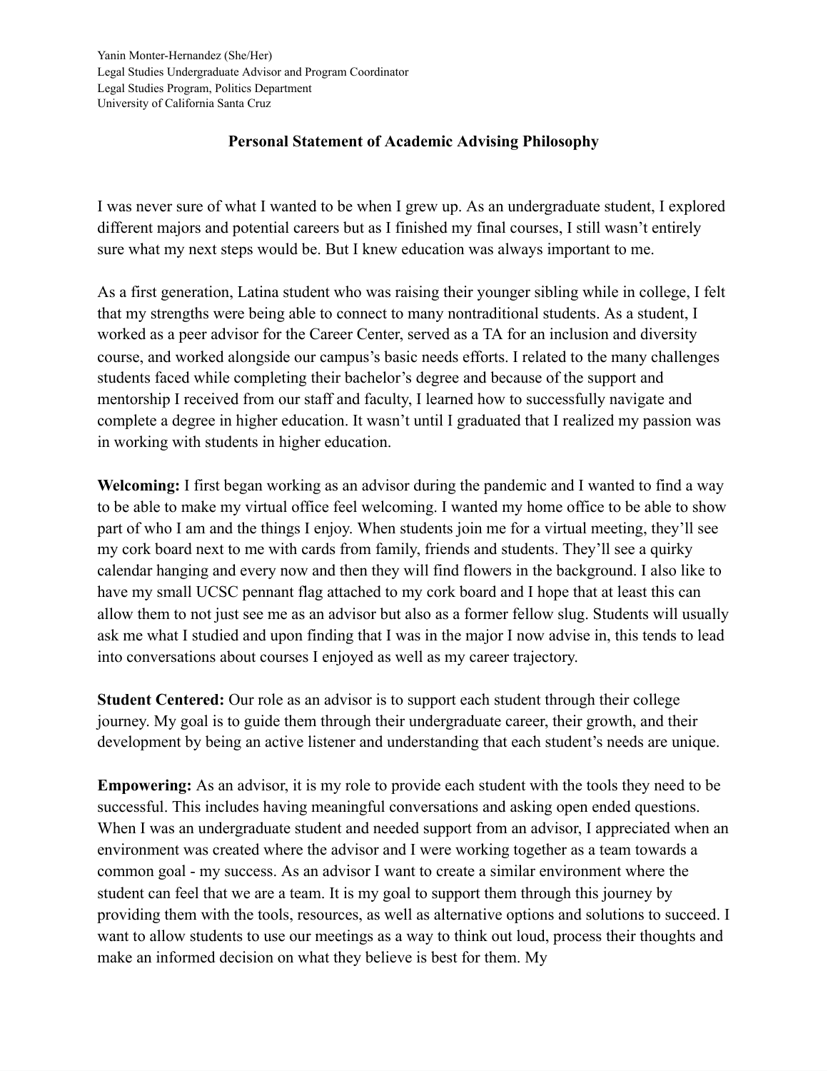Yanin Monter-Hernandez (She/Her)
Legal Studies Undergraduate Advisor and Program Coordinator
Legal Studies Program, Politics Department
University of California Santa Cruz

# Personal Statement of Academic Advising Philosophy

I was never sure of what I wanted to be when I grew up. As an undergraduate student, I explored different majors and potential careers but as I finished my final courses, I still wasn't entirely sure what my next steps would be. But I knew education was always important to me.

As a first generation, Latina student who was raising their younger sibling while in college, I felt that my strengths were being able to connect to many nontraditional students. As a student, I worked as a peer advisor for the Career Center, served as a TA for an inclusion and diversity course, and worked alongside our campus's basic needs efforts. I related to the many challenges students faced while completing their bachelor's degree and because of the support and mentorship I received from our staff and faculty, I learned how to successfully navigate and complete a degree in higher education. It wasn't until I graduated that I realized my passion was in working with students in higher education.

**Welcoming:** I first began working as an advisor during the pandemic and I wanted to find a way to be able to make my virtual office feel welcoming. I wanted my home office to be able to show part of who I am and the things I enjoy. When students join me for a virtual meeting, they'll see my cork board next to me with cards from family, friends and students. They'll see a quirky calendar hanging and every now and then they will find flowers in the background. I also like to have my small UCSC pennant flag attached to my cork board and I hope that at least this can allow them to not just see me as an advisor but also as a former fellow slug. Students will usually ask me what I studied and upon finding that I was in the major I now advise in, this tends to lead into conversations about courses I enjoyed as well as my career trajectory.

**Student Centered:** Our role as an advisor is to support each student through their college journey. My goal is to guide them through their undergraduate career, their growth, and their development by being an active listener and understanding that each student's needs are unique.

**Empowering:** As an advisor, it is my role to provide each student with the tools they need to be successful. This includes having meaningful conversations and asking open ended questions. When I was an undergraduate student and needed support from an advisor, I appreciated when an environment was created where the advisor and I were working together as a team towards a common goal - my success. As an advisor I want to create a similar environment where the student can feel that we are a team. It is my goal to support them through this journey by providing them with the tools, resources, as well as alternative options and solutions to succeed. I want to allow students to use our meetings as a way to think out loud, process their thoughts and make an informed decision on what they believe is best for them. My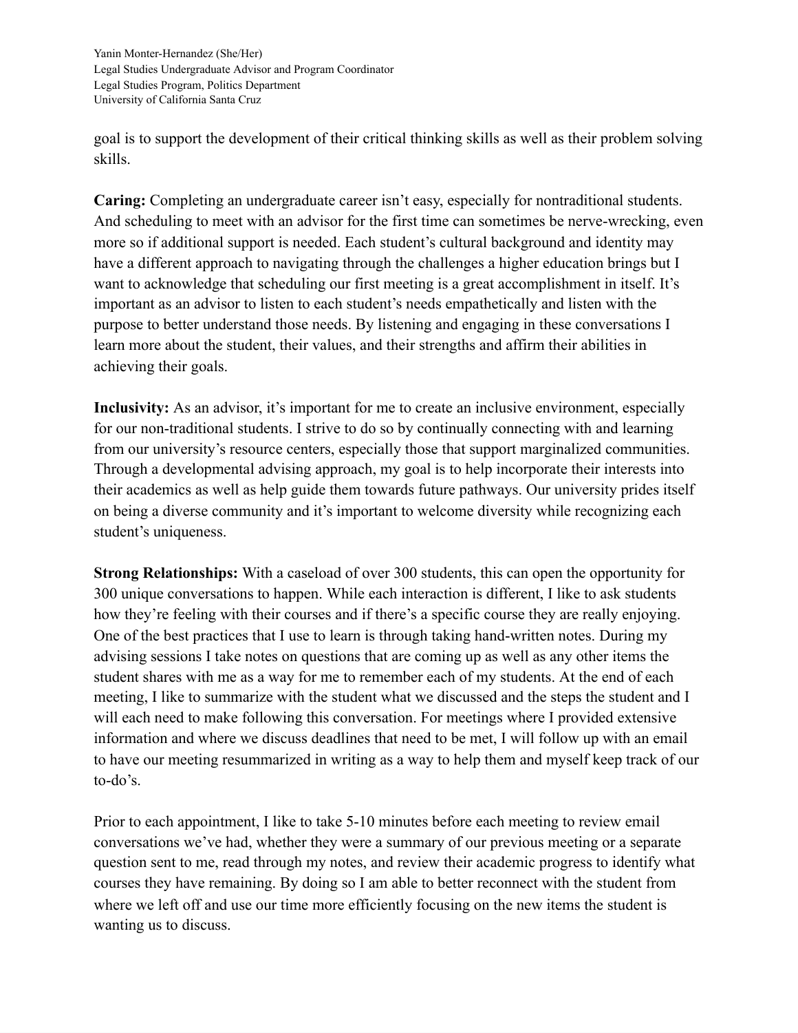goal is to support the development of their critical thinking skills as well as their problem solving skills.

**Caring:** Completing an undergraduate career isn't easy, especially for nontraditional students. And scheduling to meet with an advisor for the first time can sometimes be nerve-wrecking, even more so if additional support is needed. Each student's cultural background and identity may have a different approach to navigating through the challenges a higher education brings but I want to acknowledge that scheduling our first meeting is a great accomplishment in itself. It's important as an advisor to listen to each student's needs empathetically and listen with the purpose to better understand those needs. By listening and engaging in these conversations I learn more about the student, their values, and their strengths and affirm their abilities in achieving their goals.

**Inclusivity:** As an advisor, it's important for me to create an inclusive environment, especially for our non-traditional students. I strive to do so by continually connecting with and learning from our university's resource centers, especially those that support marginalized communities. Through a developmental advising approach, my goal is to help incorporate their interests into their academics as well as help guide them towards future pathways. Our university prides itself on being a diverse community and it's important to welcome diversity while recognizing each student's uniqueness.

**Strong Relationships:** With a caseload of over 300 students, this can open the opportunity for 300 unique conversations to happen. While each interaction is different, I like to ask students how they're feeling with their courses and if there's a specific course they are really enjoying. One of the best practices that I use to learn is through taking hand-written notes. During my advising sessions I take notes on questions that are coming up as well as any other items the student shares with me as a way for me to remember each of my students. At the end of each meeting, I like to summarize with the student what we discussed and the steps the student and I will each need to make following this conversation. For meetings where I provided extensive information and where we discuss deadlines that need to be met, I will follow up with an email to have our meeting resummarized in writing as a way to help them and myself keep track of our to-do's.

Prior to each appointment, I like to take 5-10 minutes before each meeting to review email conversations we've had, whether they were a summary of our previous meeting or a separate question sent to me, read through my notes, and review their academic progress to identify what courses they have remaining. By doing so I am able to better reconnect with the student from where we left off and use our time more efficiently focusing on the new items the student is wanting us to discuss.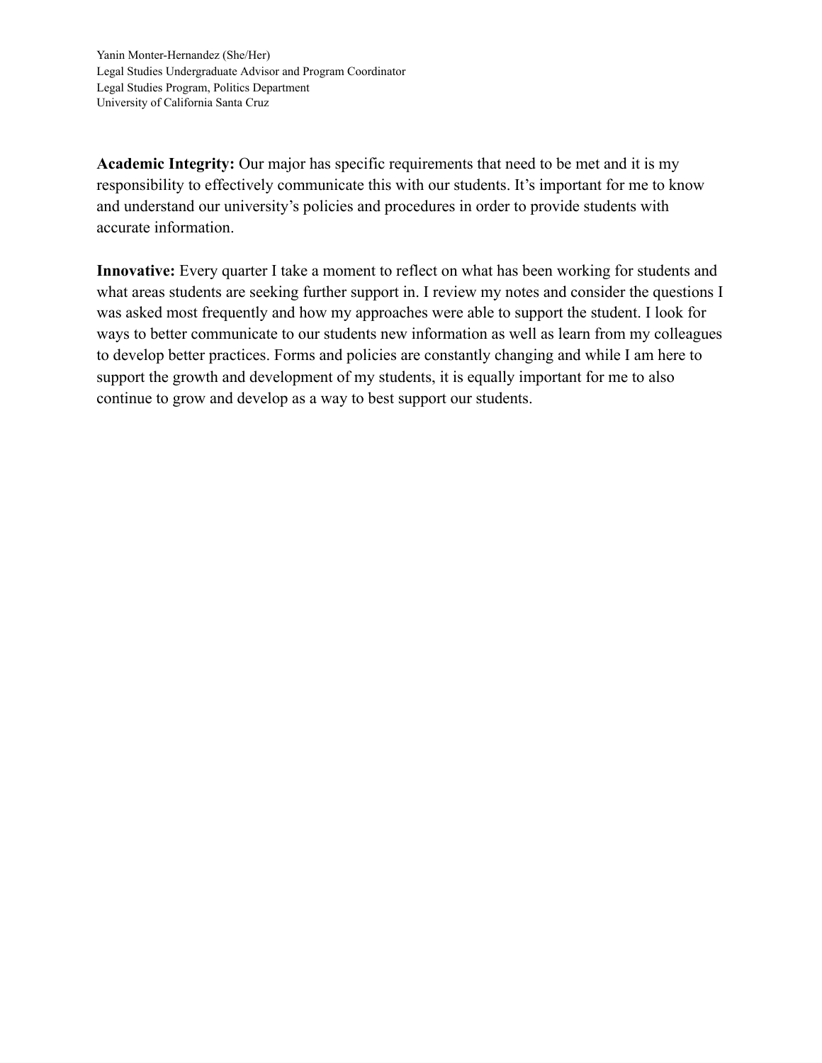**Academic Integrity:** Our major has specific requirements that need to be met and it is my responsibility to effectively communicate this with our students. It's important for me to know and understand our university's policies and procedures in order to provide students with accurate information.

**Innovative:** Every quarter I take a moment to reflect on what has been working for students and what areas students are seeking further support in. I review my notes and consider the questions I was asked most frequently and how my approaches were able to support the student. I look for ways to better communicate to our students new information as well as learn from my colleagues to develop better practices. Forms and policies are constantly changing and while I am here to support the growth and development of my students, it is equally important for me to also continue to grow and develop as a way to best support our students.